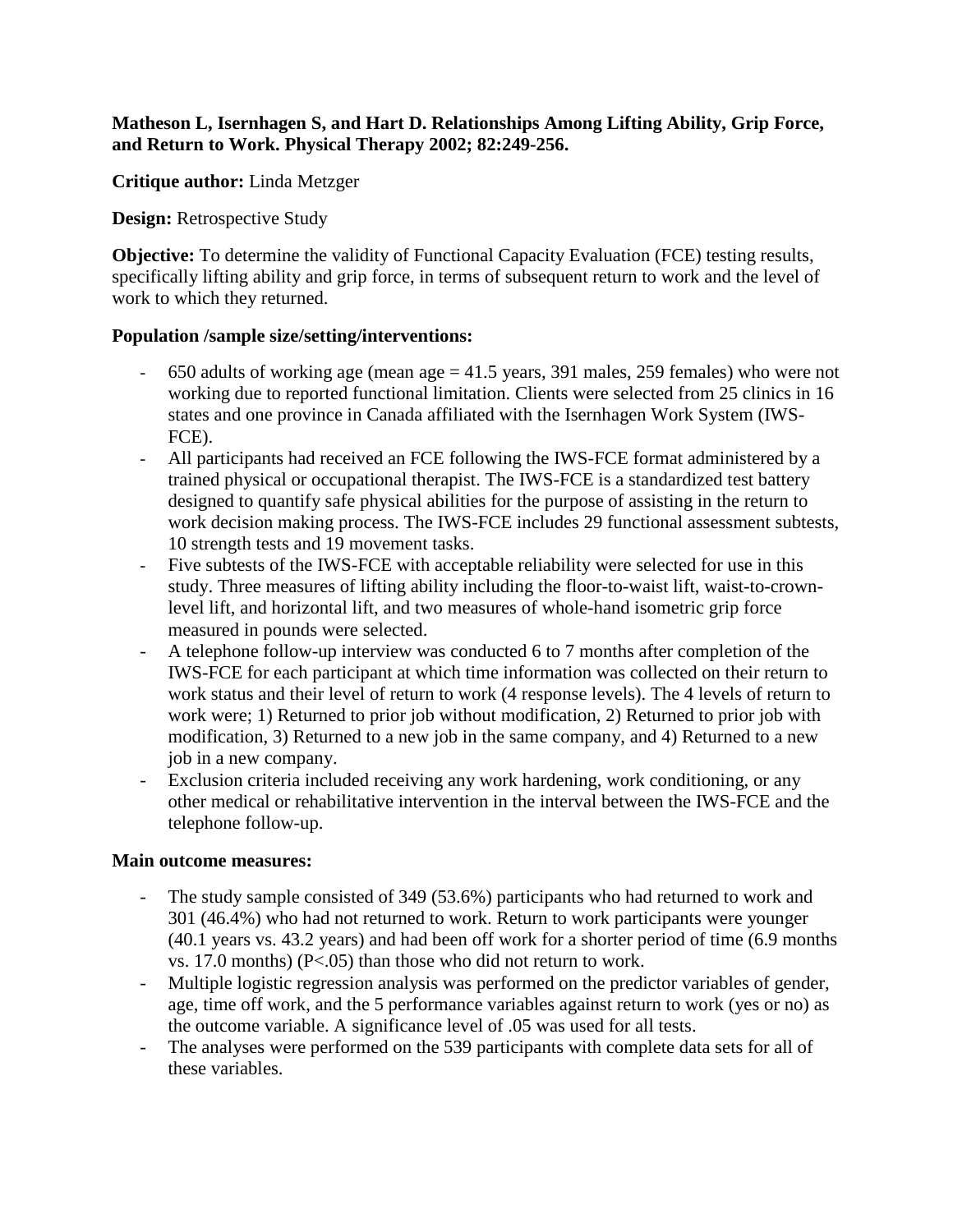**Matheson L, Isernhagen S, and Hart D. Relationships Among Lifting Ability, Grip Force, and Return to Work. Physical Therapy 2002; 82:249-256.**

**Critique author:** Linda Metzger

**Design:** Retrospective Study

**Objective:** To determine the validity of Functional Capacity Evaluation (FCE) testing results, specifically lifting ability and grip force, in terms of subsequent return to work and the level of work to which they returned.

**Population /sample size/setting/interventions:**

- 650 adults of working age (mean age = 41.5 years, 391 males, 259 females) who were not working due to reported functional limitation. Clients were selected from 25 clinics in 16 states and one province in Canada affiliated with the Isernhagen Work System (IWS-FCE).
- All participants had received an FCE following the IWS-FCE format administered by a trained physical or occupational therapist. The IWS-FCE is a standardized test battery designed to quantify safe physical abilities for the purpose of assisting in the return to work decision making process. The IWS-FCE includes 29 functional assessment subtests, 10 strength tests and 19 movement tasks.
- Five subtests of the IWS-FCE with acceptable reliability were selected for use in this study. Three measures of lifting ability including the floor-to-waist lift, waist-to-crown-level lift, and horizontal lift, and two measures of whole-hand isometric grip force measured in pounds were selected.
- A telephone follow-up interview was conducted 6 to 7 months after completion of the IWS-FCE for each participant at which time information was collected on their return to work status and their level of return to work (4 response levels). The 4 levels of return to work were; 1) Returned to prior job without modification, 2) Returned to prior job with modification, 3) Returned to a new job in the same company, and 4) Returned to a new job in a new company.
- Exclusion criteria included receiving any work hardening, work conditioning, or any other medical or rehabilitative intervention in the interval between the IWS-FCE and the telephone follow-up.

**Main outcome measures:**

- The study sample consisted of 349 (53.6%) participants who had returned to work and 301 (46.4%) who had not returned to work. Return to work participants were younger (40.1 years vs. 43.2 years) and had been off work for a shorter period of time (6.9 months vs. 17.0 months) ($P<.05$) than those who did not return to work.
- Multiple logistic regression analysis was performed on the predictor variables of gender, age, time off work, and the 5 performance variables against return to work (yes or no) as the outcome variable. A significance level of .05 was used for all tests.
- The analyses were performed on the 539 participants with complete data sets for all of these variables.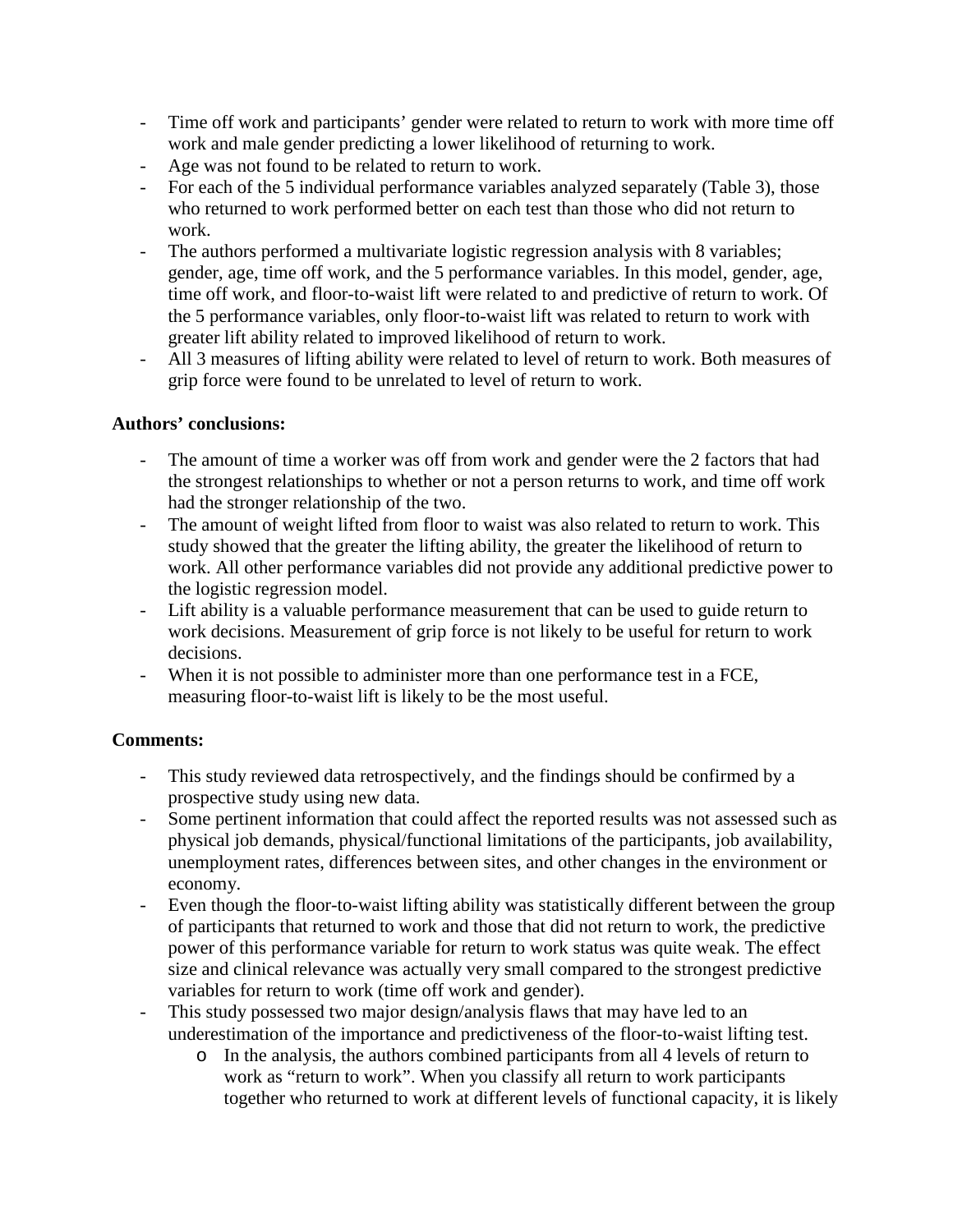- Time off work and participants' gender were related to return to work with more time off work and male gender predicting a lower likelihood of returning to work.
- Age was not found to be related to return to work.
- For each of the 5 individual performance variables analyzed separately (Table 3), those who returned to work performed better on each test than those who did not return to work.
- The authors performed a multivariate logistic regression analysis with 8 variables; gender, age, time off work, and the 5 performance variables. In this model, gender, age, time off work, and floor-to-waist lift were related to and predictive of return to work. Of the 5 performance variables, only floor-to-waist lift was related to return to work with greater lift ability related to improved likelihood of return to work.
- All 3 measures of lifting ability were related to level of return to work. Both measures of grip force were found to be unrelated to level of return to work.

**Authors' conclusions:**

- The amount of time a worker was off from work and gender were the 2 factors that had the strongest relationships to whether or not a person returns to work, and time off work had the stronger relationship of the two.
- The amount of weight lifted from floor to waist was also related to return to work. This study showed that the greater the lifting ability, the greater the likelihood of return to work. All other performance variables did not provide any additional predictive power to the logistic regression model.
- Lift ability is a valuable performance measurement that can be used to guide return to work decisions. Measurement of grip force is not likely to be useful for return to work decisions.
- When it is not possible to administer more than one performance test in a FCE, measuring floor-to-waist lift is likely to be the most useful.

**Comments:**

- This study reviewed data retrospectively, and the findings should be confirmed by a prospective study using new data.
- Some pertinent information that could affect the reported results was not assessed such as physical job demands, physical/functional limitations of the participants, job availability, unemployment rates, differences between sites, and other changes in the environment or economy.
- Even though the floor-to-waist lifting ability was statistically different between the group of participants that returned to work and those that did not return to work, the predictive power of this performance variable for return to work status was quite weak. The effect size and clinical relevance was actually very small compared to the strongest predictive variables for return to work (time off work and gender).
- This study possessed two major design/analysis flaws that may have led to an underestimation of the importance and predictiveness of the floor-to-waist lifting test.
  - In the analysis, the authors combined participants from all 4 levels of return to work as "return to work". When you classify all return to work participants together who returned to work at different levels of functional capacity, it is likely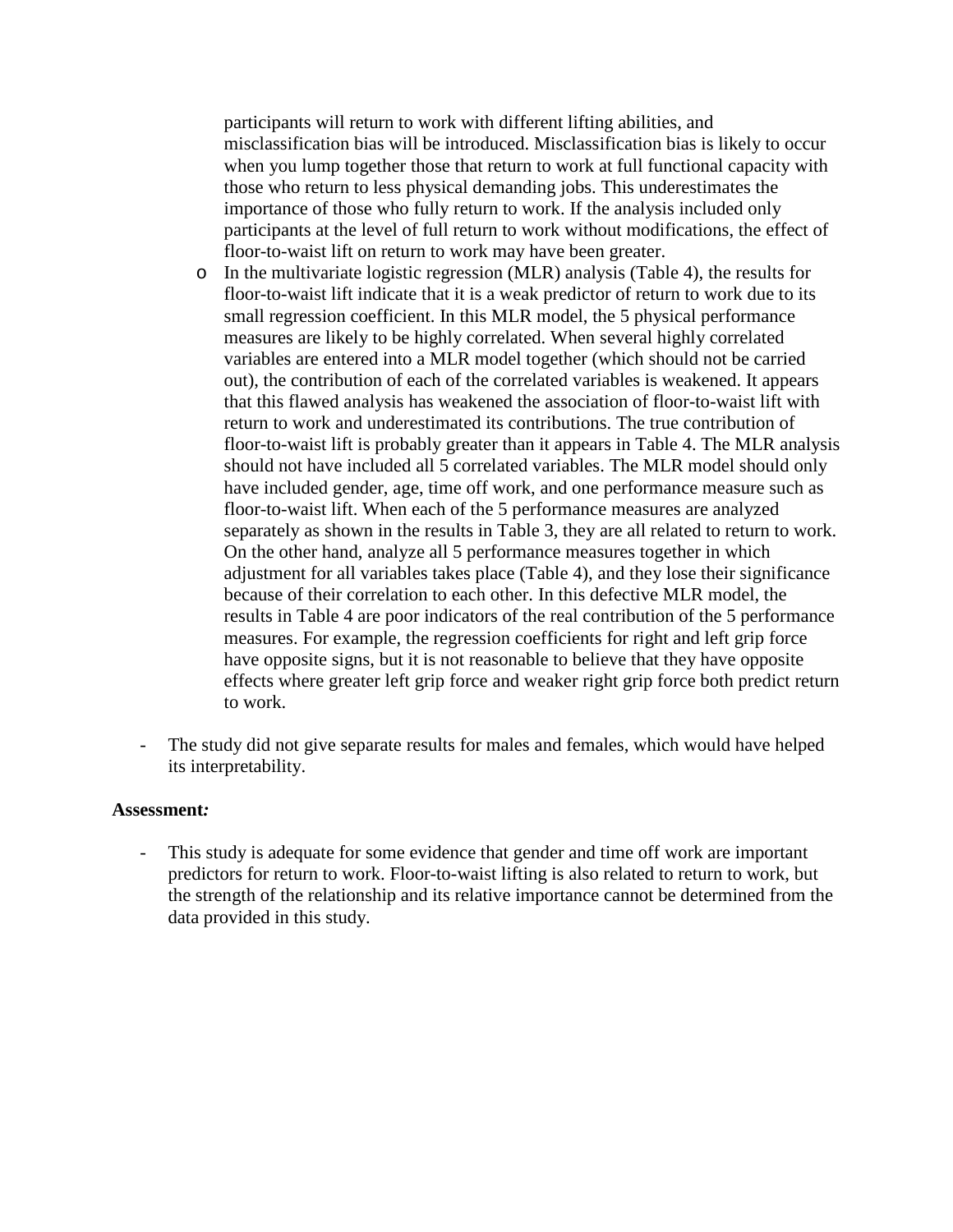participants will return to work with different lifting abilities, and misclassification bias will be introduced. Misclassification bias is likely to occur when you lump together those that return to work at full functional capacity with those who return to less physical demanding jobs. This underestimates the importance of those who fully return to work. If the analysis included only participants at the level of full return to work without modifications, the effect of floor-to-waist lift on return to work may have been greater.

  - In the multivariate logistic regression (MLR) analysis (Table 4), the results for floor-to-waist lift indicate that it is a weak predictor of return to work due to its small regression coefficient. In this MLR model, the 5 physical performance measures are likely to be highly correlated. When several highly correlated variables are entered into a MLR model together (which should not be carried out), the contribution of each of the correlated variables is weakened. It appears that this flawed analysis has weakened the association of floor-to-waist lift with return to work and underestimated its contributions. The true contribution of floor-to-waist lift is probably greater than it appears in Table 4. The MLR analysis should not have included all 5 correlated variables. The MLR model should only have included gender, age, time off work, and one performance measure such as floor-to-waist lift. When each of the 5 performance measures are analyzed separately as shown in the results in Table 3, they are all related to return to work. On the other hand, analyze all 5 performance measures together in which adjustment for all variables takes place (Table 4), and they lose their significance because of their correlation to each other. In this defective MLR model, the results in Table 4 are poor indicators of the real contribution of the 5 performance measures. For example, the regression coefficients for right and left grip force have opposite signs, but it is not reasonable to believe that they have opposite effects where greater left grip force and weaker right grip force both predict return to work.

- The study did not give separate results for males and females, which would have helped its interpretability.

**Assessment*:***

- This study is adequate for some evidence that gender and time off work are important predictors for return to work. Floor-to-waist lifting is also related to return to work, but the strength of the relationship and its relative importance cannot be determined from the data provided in this study.